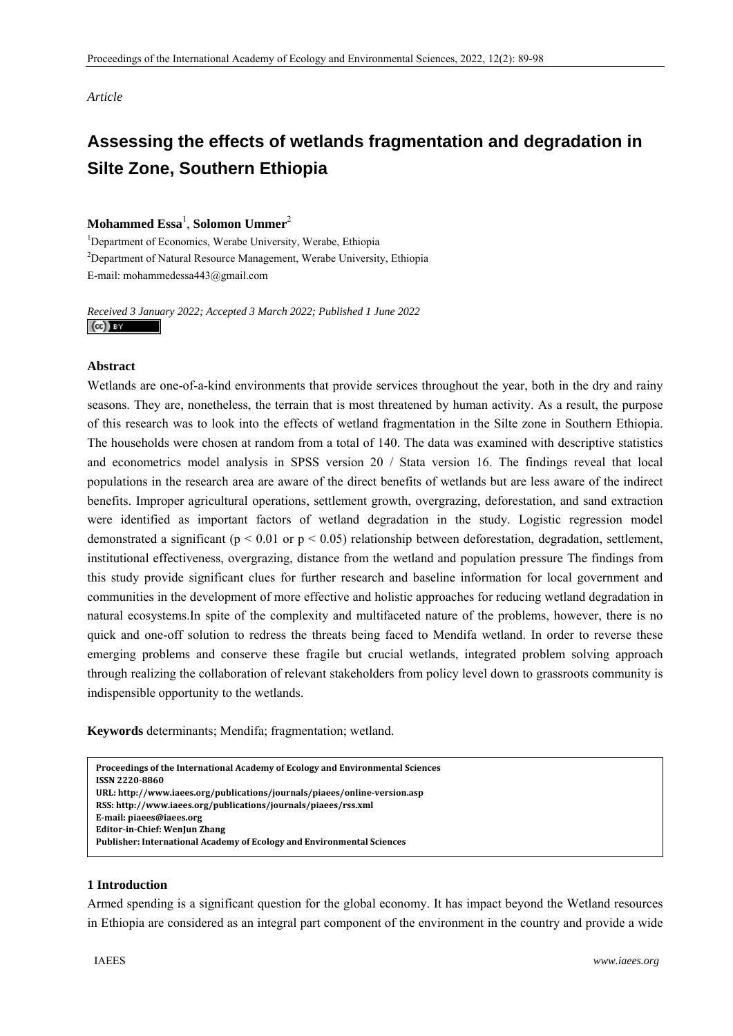*Article*

# Assessing the effects of wetlands fragmentation and degradation in Silte Zone, Southern Ethiopia

**Mohammed Essa**[1], **Solomon Ummer**[2]

[1]Department of Economics, Werabe University, Werabe, Ethiopia

[2]Department of Natural Resource Management, Werabe University, Ethiopia

E-mail: mohammedessa443@gmail.com

*Received 3 January 2022; Accepted 3 March 2022; Published 1 June 2022*

## Abstract

Wetlands are one-of-a-kind environments that provide services throughout the year, both in the dry and rainy seasons. They are, nonetheless, the terrain that is most threatened by human activity. As a result, the purpose of this research was to look into the effects of wetland fragmentation in the Silte zone in Southern Ethiopia. The households were chosen at random from a total of 140. The data was examined with descriptive statistics and econometrics model analysis in SPSS version 20 / Stata version 16. The findings reveal that local populations in the research area are aware of the direct benefits of wetlands but are less aware of the indirect benefits. Improper agricultural operations, settlement growth, overgrazing, deforestation, and sand extraction were identified as important factors of wetland degradation in the study. Logistic regression model demonstrated a significant ($p < 0.01$ or $p < 0.05$) relationship between deforestation, degradation, settlement, institutional effectiveness, overgrazing, distance from the wetland and population pressure The findings from this study provide significant clues for further research and baseline information for local government and communities in the development of more effective and holistic approaches for reducing wetland degradation in natural ecosystems.In spite of the complexity and multifaceted nature of the problems, however, there is no quick and one-off solution to redress the threats being faced to Mendifa wetland. In order to reverse these emerging problems and conserve these fragile but crucial wetlands, integrated problem solving approach through realizing the collaboration of relevant stakeholders from policy level down to grassroots community is indispensible opportunity to the wetlands.

**Keywords** determinants; Mendifa; fragmentation; wetland.

**Proceedings of the International Academy of Ecology and Environmental Sciences**
**ISSN 2220-8860**
**URL: http://www.iaees.org/publications/journals/piaees/online-version.asp**
**RSS: http://www.iaees.org/publications/journals/piaees/rss.xml**
**E-mail: piaees@iaees.org**
**Editor-in-Chief: WenJun Zhang**
**Publisher: International Academy of Ecology and Environmental Sciences**

## 1 Introduction

Armed spending is a significant question for the global economy. It has impact beyond the Wetland resources in Ethiopia are considered as an integral part component of the environment in the country and provide a wide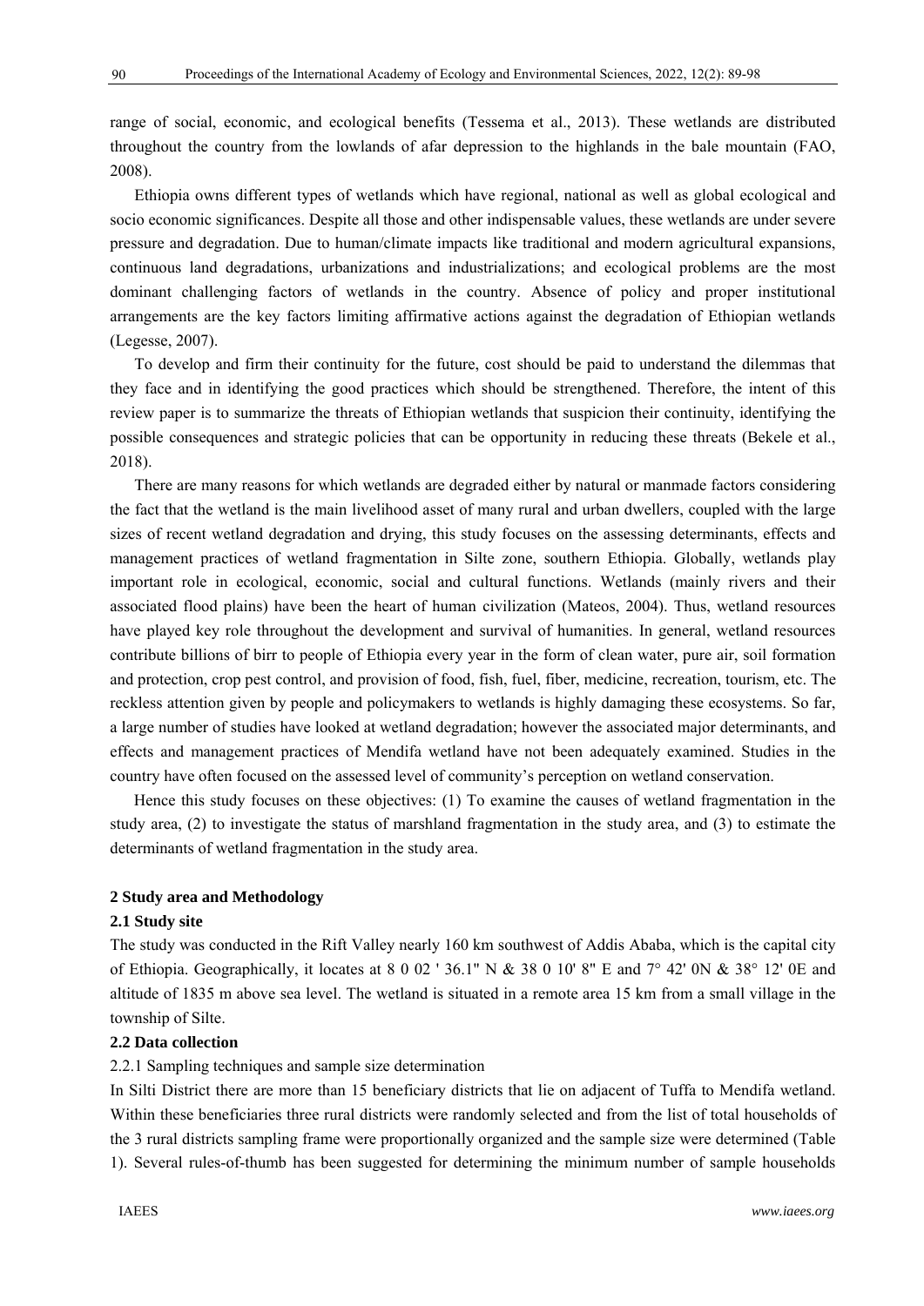range of social, economic, and ecological benefits (Tessema et al., 2013). These wetlands are distributed throughout the country from the lowlands of afar depression to the highlands in the bale mountain (FAO, 2008).

Ethiopia owns different types of wetlands which have regional, national as well as global ecological and socio economic significances. Despite all those and other indispensable values, these wetlands are under severe pressure and degradation. Due to human/climate impacts like traditional and modern agricultural expansions, continuous land degradations, urbanizations and industrializations; and ecological problems are the most dominant challenging factors of wetlands in the country. Absence of policy and proper institutional arrangements are the key factors limiting affirmative actions against the degradation of Ethiopian wetlands (Legesse, 2007).

To develop and firm their continuity for the future, cost should be paid to understand the dilemmas that they face and in identifying the good practices which should be strengthened. Therefore, the intent of this review paper is to summarize the threats of Ethiopian wetlands that suspicion their continuity, identifying the possible consequences and strategic policies that can be opportunity in reducing these threats (Bekele et al., 2018).

There are many reasons for which wetlands are degraded either by natural or manmade factors considering the fact that the wetland is the main livelihood asset of many rural and urban dwellers, coupled with the large sizes of recent wetland degradation and drying, this study focuses on the assessing determinants, effects and management practices of wetland fragmentation in Silte zone, southern Ethiopia. Globally, wetlands play important role in ecological, economic, social and cultural functions. Wetlands (mainly rivers and their associated flood plains) have been the heart of human civilization (Mateos, 2004). Thus, wetland resources have played key role throughout the development and survival of humanities. In general, wetland resources contribute billions of birr to people of Ethiopia every year in the form of clean water, pure air, soil formation and protection, crop pest control, and provision of food, fish, fuel, fiber, medicine, recreation, tourism, etc. The reckless attention given by people and policymakers to wetlands is highly damaging these ecosystems. So far, a large number of studies have looked at wetland degradation; however the associated major determinants, and effects and management practices of Mendifa wetland have not been adequately examined. Studies in the country have often focused on the assessed level of community's perception on wetland conservation.

Hence this study focuses on these objectives: (1) To examine the causes of wetland fragmentation in the study area, (2) to investigate the status of marshland fragmentation in the study area, and (3) to estimate the determinants of wetland fragmentation in the study area.

## 2 Study area and Methodology

### 2.1 Study site

The study was conducted in the Rift Valley nearly 160 km southwest of Addis Ababa, which is the capital city of Ethiopia. Geographically, it locates at 8 0 02 ' 36.1" N & 38 0 10' 8" E and 7° 42' 0N & 38° 12' 0E and altitude of 1835 m above sea level. The wetland is situated in a remote area 15 km from a small village in the township of Silte.

### 2.2 Data collection

#### 2.2.1 Sampling techniques and sample size determination

In Silti District there are more than 15 beneficiary districts that lie on adjacent of Tuffa to Mendifa wetland. Within these beneficiaries three rural districts were randomly selected and from the list of total households of the 3 rural districts sampling frame were proportionally organized and the sample size were determined (Table 1). Several rules-of-thumb has been suggested for determining the minimum number of sample households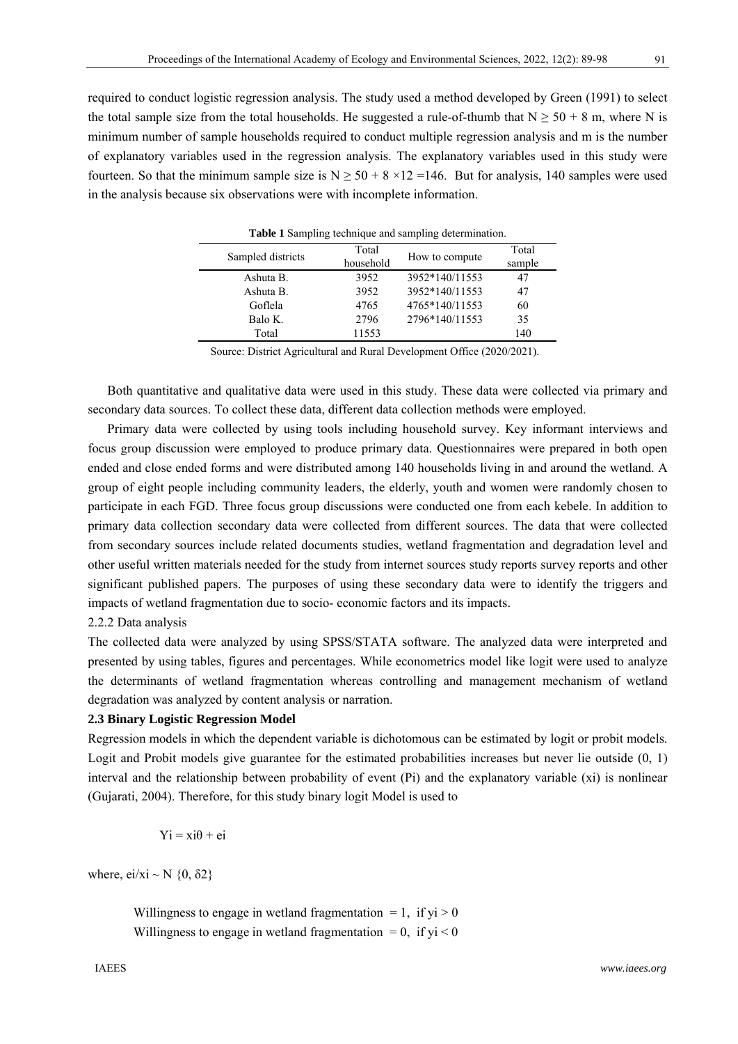required to conduct logistic regression analysis. The study used a method developed by Green (1991) to select the total sample size from the total households. He suggested a rule-of-thumb that $N \geq 50 + 8$ m, where N is minimum number of sample households required to conduct multiple regression analysis and m is the number of explanatory variables used in the regression analysis. The explanatory variables used in this study were fourteen. So that the minimum sample size is $N \geq 50 + 8 \times 12 = 146$. But for analysis, 140 samples were used in the analysis because six observations were with incomplete information.

**Table 1** Sampling technique and sampling determination.

| Sampled districts | Total household | How to compute | Total sample |
|---|---|---|---|
| Ashuta B. | 3952 | 3952*140/11553 | 47 |
| Ashuta B. | 3952 | 3952*140/11553 | 47 |
| Goflela | 4765 | 4765*140/11553 | 60 |
| Balo K. | 2796 | 2796*140/11553 | 35 |
| Total | 11553 | | 140 |

Source: District Agricultural and Rural Development Office (2020/2021).

Both quantitative and qualitative data were used in this study. These data were collected via primary and secondary data sources. To collect these data, different data collection methods were employed.

Primary data were collected by using tools including household survey. Key informant interviews and focus group discussion were employed to produce primary data. Questionnaires were prepared in both open ended and close ended forms and were distributed among 140 households living in and around the wetland. A group of eight people including community leaders, the elderly, youth and women were randomly chosen to participate in each FGD. Three focus group discussions were conducted one from each kebele. In addition to primary data collection secondary data were collected from different sources. The data that were collected from secondary sources include related documents studies, wetland fragmentation and degradation level and other useful written materials needed for the study from internet sources study reports survey reports and other significant published papers. The purposes of using these secondary data were to identify the triggers and impacts of wetland fragmentation due to socio- economic factors and its impacts.

2.2.2 Data analysis

The collected data were analyzed by using SPSS/STATA software. The analyzed data were interpreted and presented by using tables, figures and percentages. While econometrics model like logit were used to analyze the determinants of wetland fragmentation whereas controlling and management mechanism of wetland degradation was analyzed by content analysis or narration.

### 2.3 Binary Logistic Regression Model

Regression models in which the dependent variable is dichotomous can be estimated by logit or probit models. Logit and Probit models give guarantee for the estimated probabilities increases but never lie outside (0, 1) interval and the relationship between probability of event (Pi) and the explanatory variable (xi) is nonlinear (Gujarati, 2004). Therefore, for this study binary logit Model is used to

$$Yi = xi\theta + ei$$

where, $ei/xi \sim N\ \{0, \delta 2\}$

Willingness to engage in wetland fragmentation $= 1$, if $yi > 0$

Willingness to engage in wetland fragmentation $= 0$, if $yi < 0$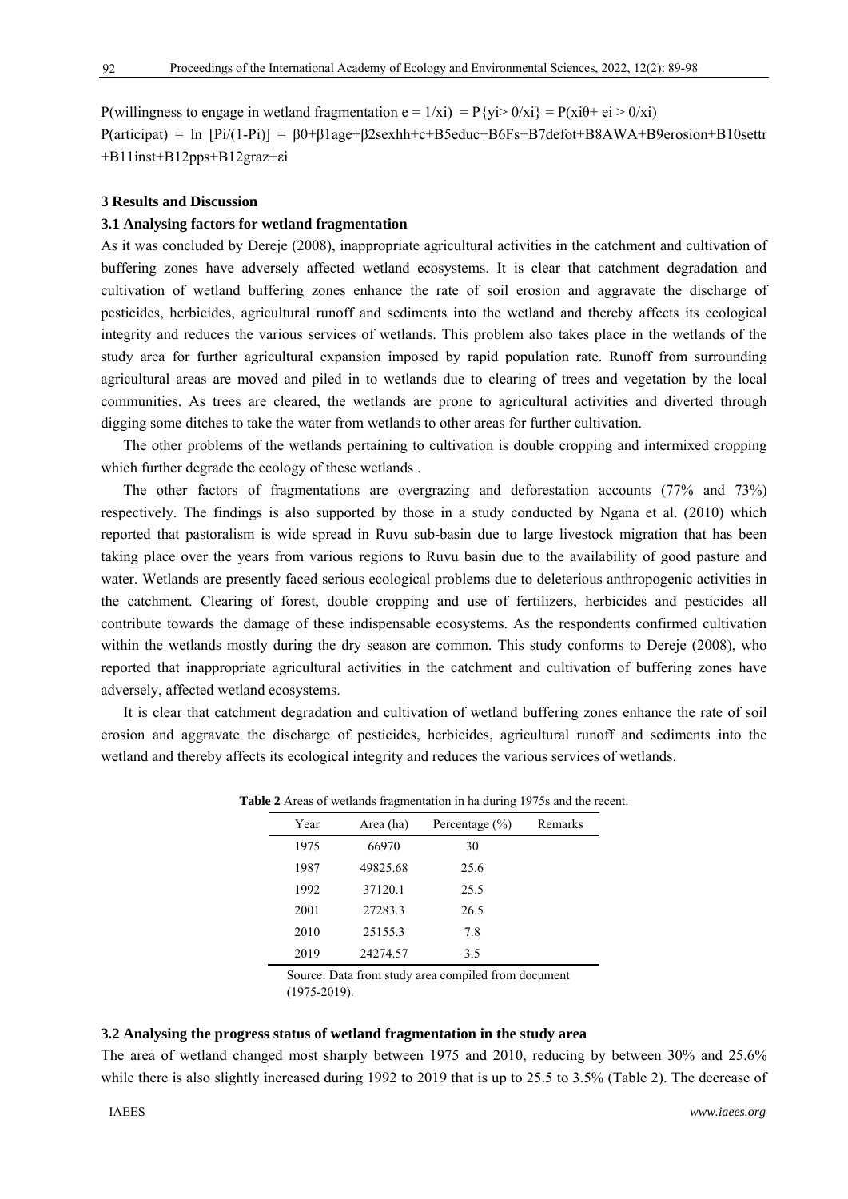P(willingness to engage in wetland fragmentation $e = 1/x_i$) $= P\{y_i > 0/x_i\} = P(x_i\theta + e_i > 0/x_i)$

P(articipat) $= \ln [P_i/(1-P_i)] = \beta_0+\beta_1 age+\beta_2 sexhh+c+B_5 educ+B_6 Fs+B_7 defot+B_8 AWA+B_9 erosion+B_{10} settr +B_{11} inst+B_{12} pps+B_{12} graz+\varepsilon_i$

## 3 Results and Discussion

### 3.1 Analysing factors for wetland fragmentation

As it was concluded by Dereje (2008), inappropriate agricultural activities in the catchment and cultivation of buffering zones have adversely affected wetland ecosystems. It is clear that catchment degradation and cultivation of wetland buffering zones enhance the rate of soil erosion and aggravate the discharge of pesticides, herbicides, agricultural runoff and sediments into the wetland and thereby affects its ecological integrity and reduces the various services of wetlands. This problem also takes place in the wetlands of the study area for further agricultural expansion imposed by rapid population rate. Runoff from surrounding agricultural areas are moved and piled in to wetlands due to clearing of trees and vegetation by the local communities. As trees are cleared, the wetlands are prone to agricultural activities and diverted through digging some ditches to take the water from wetlands to other areas for further cultivation.

The other problems of the wetlands pertaining to cultivation is double cropping and intermixed cropping which further degrade the ecology of these wetlands .

The other factors of fragmentations are overgrazing and deforestation accounts (77% and 73%) respectively. The findings is also supported by those in a study conducted by Ngana et al. (2010) which reported that pastoralism is wide spread in Ruvu sub-basin due to large livestock migration that has been taking place over the years from various regions to Ruvu basin due to the availability of good pasture and water. Wetlands are presently faced serious ecological problems due to deleterious anthropogenic activities in the catchment. Clearing of forest, double cropping and use of fertilizers, herbicides and pesticides all contribute towards the damage of these indispensable ecosystems. As the respondents confirmed cultivation within the wetlands mostly during the dry season are common. This study conforms to Dereje (2008), who reported that inappropriate agricultural activities in the catchment and cultivation of buffering zones have adversely, affected wetland ecosystems.

It is clear that catchment degradation and cultivation of wetland buffering zones enhance the rate of soil erosion and aggravate the discharge of pesticides, herbicides, agricultural runoff and sediments into the wetland and thereby affects its ecological integrity and reduces the various services of wetlands.

**Table 2** Areas of wetlands fragmentation in ha during 1975s and the recent.

| Year | Area (ha) | Percentage (%) | Remarks |
|---|---|---|---|
| 1975 | 66970 | 30 | |
| 1987 | 49825.68 | 25.6 | |
| 1992 | 37120.1 | 25.5 | |
| 2001 | 27283.3 | 26.5 | |
| 2010 | 25155.3 | 7.8 | |
| 2019 | 24274.57 | 3.5 | |

Source: Data from study area compiled from document (1975-2019).

### 3.2 Analysing the progress status of wetland fragmentation in the study area

The area of wetland changed most sharply between 1975 and 2010, reducing by between 30% and 25.6% while there is also slightly increased during 1992 to 2019 that is up to 25.5 to 3.5% (Table 2). The decrease of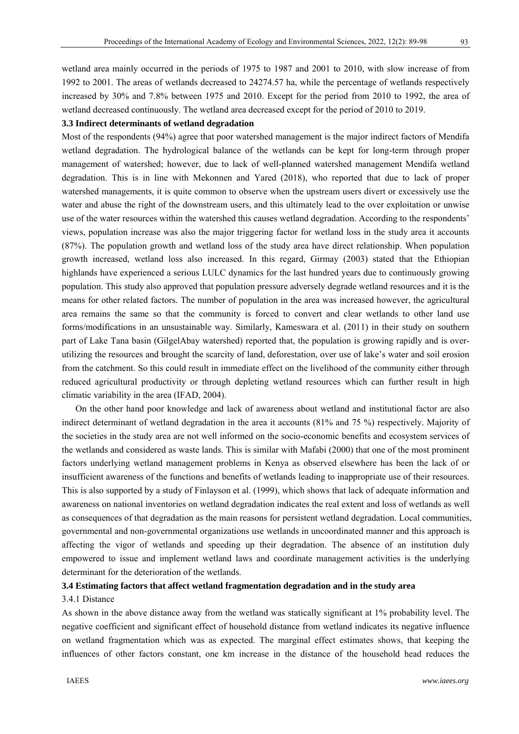wetland area mainly occurred in the periods of 1975 to 1987 and 2001 to 2010, with slow increase of from 1992 to 2001. The areas of wetlands decreased to 24274.57 ha, while the percentage of wetlands respectively increased by 30% and 7.8% between 1975 and 2010. Except for the period from 2010 to 1992, the area of wetland decreased continuously. The wetland area decreased except for the period of 2010 to 2019.

### 3.3 Indirect determinants of wetland degradation

Most of the respondents (94%) agree that poor watershed management is the major indirect factors of Mendifa wetland degradation. The hydrological balance of the wetlands can be kept for long-term through proper management of watershed; however, due to lack of well-planned watershed management Mendifa wetland degradation. This is in line with Mekonnen and Yared (2018), who reported that due to lack of proper watershed managements, it is quite common to observe when the upstream users divert or excessively use the water and abuse the right of the downstream users, and this ultimately lead to the over exploitation or unwise use of the water resources within the watershed this causes wetland degradation. According to the respondents' views, population increase was also the major triggering factor for wetland loss in the study area it accounts (87%). The population growth and wetland loss of the study area have direct relationship. When population growth increased, wetland loss also increased. In this regard, Girmay (2003) stated that the Ethiopian highlands have experienced a serious LULC dynamics for the last hundred years due to continuously growing population. This study also approved that population pressure adversely degrade wetland resources and it is the means for other related factors. The number of population in the area was increased however, the agricultural area remains the same so that the community is forced to convert and clear wetlands to other land use forms/modifications in an unsustainable way. Similarly, Kameswara et al. (2011) in their study on southern part of Lake Tana basin (GilgelAbay watershed) reported that, the population is growing rapidly and is over-utilizing the resources and brought the scarcity of land, deforestation, over use of lake's water and soil erosion from the catchment. So this could result in immediate effect on the livelihood of the community either through reduced agricultural productivity or through depleting wetland resources which can further result in high climatic variability in the area (IFAD, 2004).

On the other hand poor knowledge and lack of awareness about wetland and institutional factor are also indirect determinant of wetland degradation in the area it accounts (81% and 75 %) respectively. Majority of the societies in the study area are not well informed on the socio-economic benefits and ecosystem services of the wetlands and considered as waste lands. This is similar with Mafabi (2000) that one of the most prominent factors underlying wetland management problems in Kenya as observed elsewhere has been the lack of or insufficient awareness of the functions and benefits of wetlands leading to inappropriate use of their resources. This is also supported by a study of Finlayson et al. (1999), which shows that lack of adequate information and awareness on national inventories on wetland degradation indicates the real extent and loss of wetlands as well as consequences of that degradation as the main reasons for persistent wetland degradation. Local communities, governmental and non-governmental organizations use wetlands in uncoordinated manner and this approach is affecting the vigor of wetlands and speeding up their degradation. The absence of an institution duly empowered to issue and implement wetland laws and coordinate management activities is the underlying determinant for the deterioration of the wetlands.

### 3.4 Estimating factors that affect wetland fragmentation degradation and in the study area

#### 3.4.1 Distance

As shown in the above distance away from the wetland was statically significant at 1% probability level. The negative coefficient and significant effect of household distance from wetland indicates its negative influence on wetland fragmentation which was as expected. The marginal effect estimates shows, that keeping the influences of other factors constant, one km increase in the distance of the household head reduces the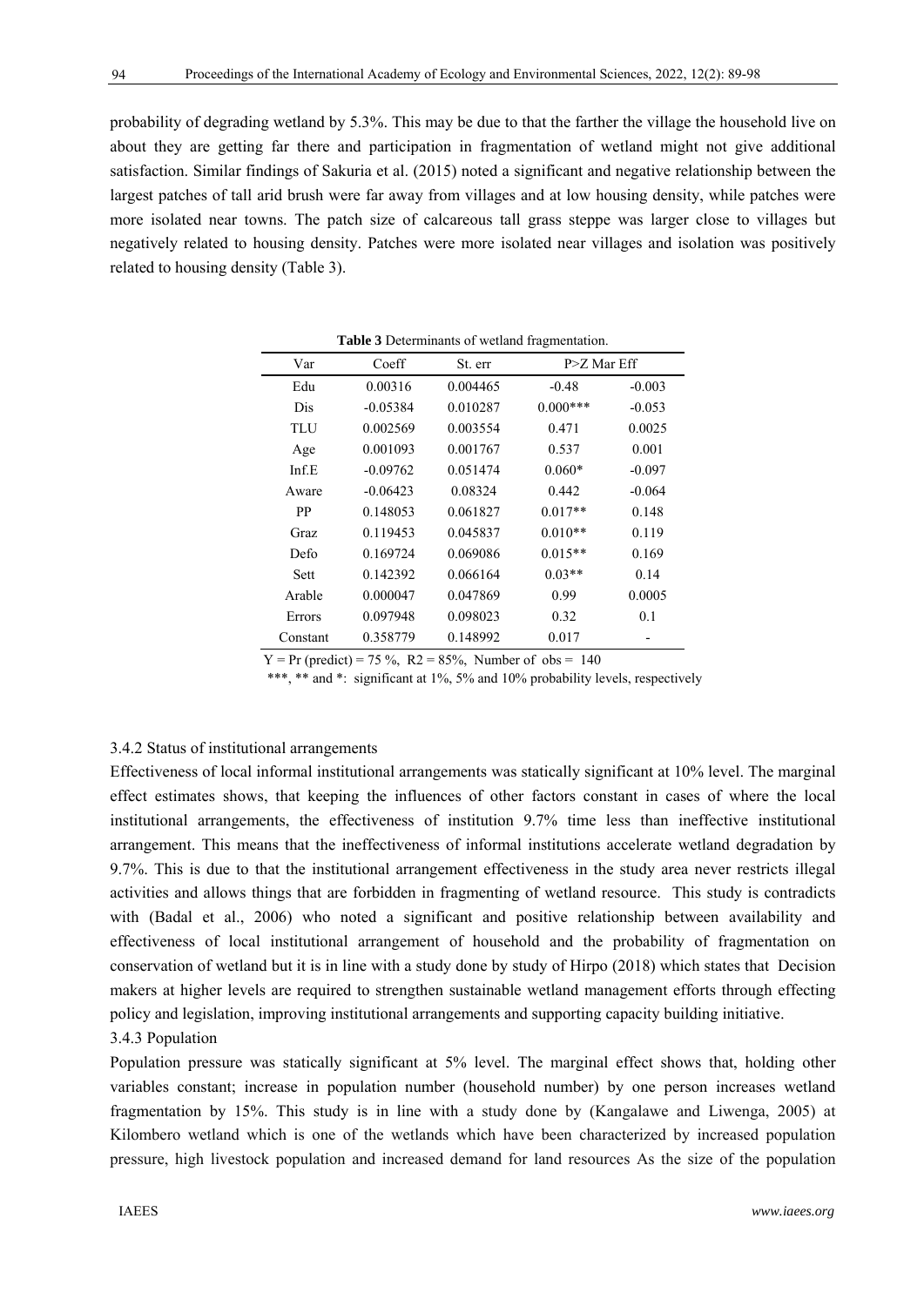probability of degrading wetland by 5.3%. This may be due to that the farther the village the household live on about they are getting far there and participation in fragmentation of wetland might not give additional satisfaction. Similar findings of Sakuria et al. (2015) noted a significant and negative relationship between the largest patches of tall arid brush were far away from villages and at low housing density, while patches were more isolated near towns. The patch size of calcareous tall grass steppe was larger close to villages but negatively related to housing density. Patches were more isolated near villages and isolation was positively related to housing density (Table 3).

**Table 3** Determinants of wetland fragmentation.

| Var | Coeff | St. err | P>Z | Mar Eff |
|---|---|---|---|---|
| Edu | 0.00316 | 0.004465 | -0.48 | -0.003 |
| Dis | -0.05384 | 0.010287 | 0.000*** | -0.053 |
| TLU | 0.002569 | 0.003554 | 0.471 | 0.0025 |
| Age | 0.001093 | 0.001767 | 0.537 | 0.001 |
| Inf.E | -0.09762 | 0.051474 | 0.060* | -0.097 |
| Aware | -0.06423 | 0.08324 | 0.442 | -0.064 |
| PP | 0.148053 | 0.061827 | 0.017** | 0.148 |
| Graz | 0.119453 | 0.045837 | 0.010** | 0.119 |
| Defo | 0.169724 | 0.069086 | 0.015** | 0.169 |
| Sett | 0.142392 | 0.066164 | 0.03** | 0.14 |
| Arable | 0.000047 | 0.047869 | 0.99 | 0.0005 |
| Errors | 0.097948 | 0.098023 | 0.32 | 0.1 |
| Constant | 0.358779 | 0.148992 | 0.017 | - |

Y = Pr (predict) = 75 %, $R2$ = 85%, Number of obs = 140

***, ** and *: significant at 1%, 5% and 10% probability levels, respectively

3.4.2 Status of institutional arrangements

Effectiveness of local informal institutional arrangements was statically significant at 10% level. The marginal effect estimates shows, that keeping the influences of other factors constant in cases of where the local institutional arrangements, the effectiveness of institution 9.7% time less than ineffective institutional arrangement. This means that the ineffectiveness of informal institutions accelerate wetland degradation by 9.7%. This is due to that the institutional arrangement effectiveness in the study area never restricts illegal activities and allows things that are forbidden in fragmenting of wetland resource. This study is contradicts with (Badal et al., 2006) who noted a significant and positive relationship between availability and effectiveness of local institutional arrangement of household and the probability of fragmentation on conservation of wetland but it is in line with a study done by study of Hirpo (2018) which states that Decision makers at higher levels are required to strengthen sustainable wetland management efforts through effecting policy and legislation, improving institutional arrangements and supporting capacity building initiative.

3.4.3 Population

Population pressure was statically significant at 5% level. The marginal effect shows that, holding other variables constant; increase in population number (household number) by one person increases wetland fragmentation by 15%. This study is in line with a study done by (Kangalawe and Liwenga, 2005) at Kilombero wetland which is one of the wetlands which have been characterized by increased population pressure, high livestock population and increased demand for land resources As the size of the population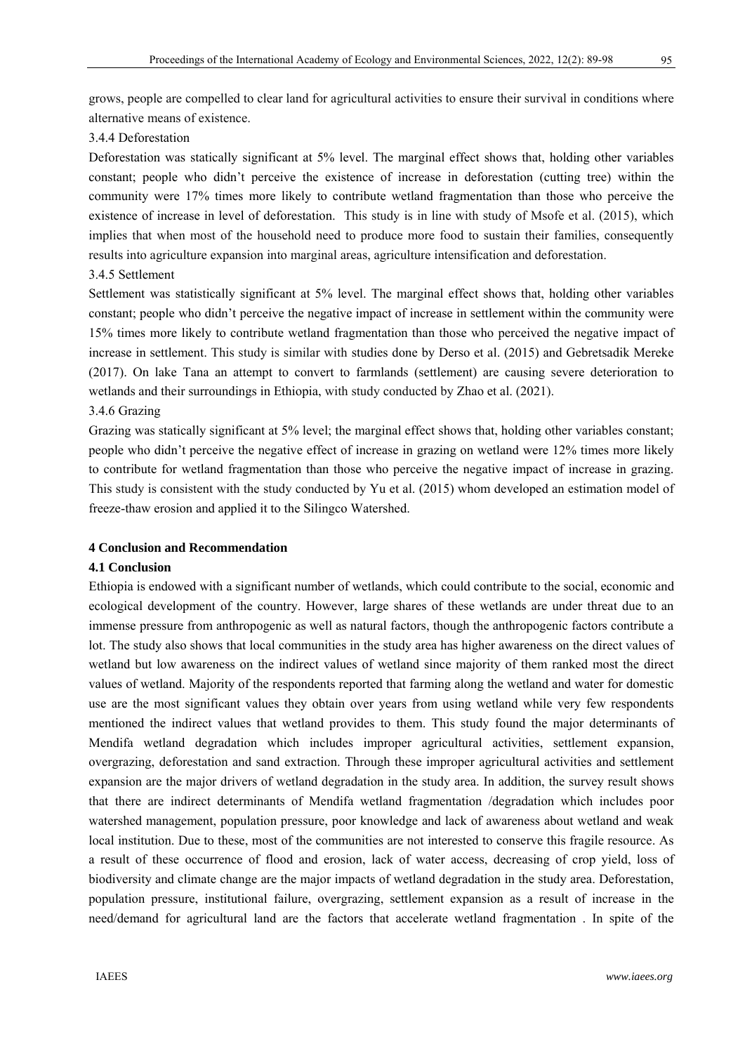grows, people are compelled to clear land for agricultural activities to ensure their survival in conditions where alternative means of existence.

#### 3.4.4 Deforestation

Deforestation was statically significant at 5% level. The marginal effect shows that, holding other variables constant; people who didn't perceive the existence of increase in deforestation (cutting tree) within the community were 17% times more likely to contribute wetland fragmentation than those who perceive the existence of increase in level of deforestation. This study is in line with study of Msofe et al. (2015), which implies that when most of the household need to produce more food to sustain their families, consequently results into agriculture expansion into marginal areas, agriculture intensification and deforestation.

#### 3.4.5 Settlement

Settlement was statistically significant at 5% level. The marginal effect shows that, holding other variables constant; people who didn't perceive the negative impact of increase in settlement within the community were 15% times more likely to contribute wetland fragmentation than those who perceived the negative impact of increase in settlement. This study is similar with studies done by Derso et al. (2015) and Gebretsadik Mereke (2017). On lake Tana an attempt to convert to farmlands (settlement) are causing severe deterioration to wetlands and their surroundings in Ethiopia, with study conducted by Zhao et al. (2021).

#### 3.4.6 Grazing

Grazing was statically significant at 5% level; the marginal effect shows that, holding other variables constant; people who didn't perceive the negative effect of increase in grazing on wetland were 12% times more likely to contribute for wetland fragmentation than those who perceive the negative impact of increase in grazing. This study is consistent with the study conducted by Yu et al. (2015) whom developed an estimation model of freeze-thaw erosion and applied it to the Silingco Watershed.

## 4 Conclusion and Recommendation

### 4.1 Conclusion

Ethiopia is endowed with a significant number of wetlands, which could contribute to the social, economic and ecological development of the country. However, large shares of these wetlands are under threat due to an immense pressure from anthropogenic as well as natural factors, though the anthropogenic factors contribute a lot. The study also shows that local communities in the study area has higher awareness on the direct values of wetland but low awareness on the indirect values of wetland since majority of them ranked most the direct values of wetland. Majority of the respondents reported that farming along the wetland and water for domestic use are the most significant values they obtain over years from using wetland while very few respondents mentioned the indirect values that wetland provides to them. This study found the major determinants of Mendifa wetland degradation which includes improper agricultural activities, settlement expansion, overgrazing, deforestation and sand extraction. Through these improper agricultural activities and settlement expansion are the major drivers of wetland degradation in the study area. In addition, the survey result shows that there are indirect determinants of Mendifa wetland fragmentation /degradation which includes poor watershed management, population pressure, poor knowledge and lack of awareness about wetland and weak local institution. Due to these, most of the communities are not interested to conserve this fragile resource. As a result of these occurrence of flood and erosion, lack of water access, decreasing of crop yield, loss of biodiversity and climate change are the major impacts of wetland degradation in the study area. Deforestation, population pressure, institutional failure, overgrazing, settlement expansion as a result of increase in the need/demand for agricultural land are the factors that accelerate wetland fragmentation . In spite of the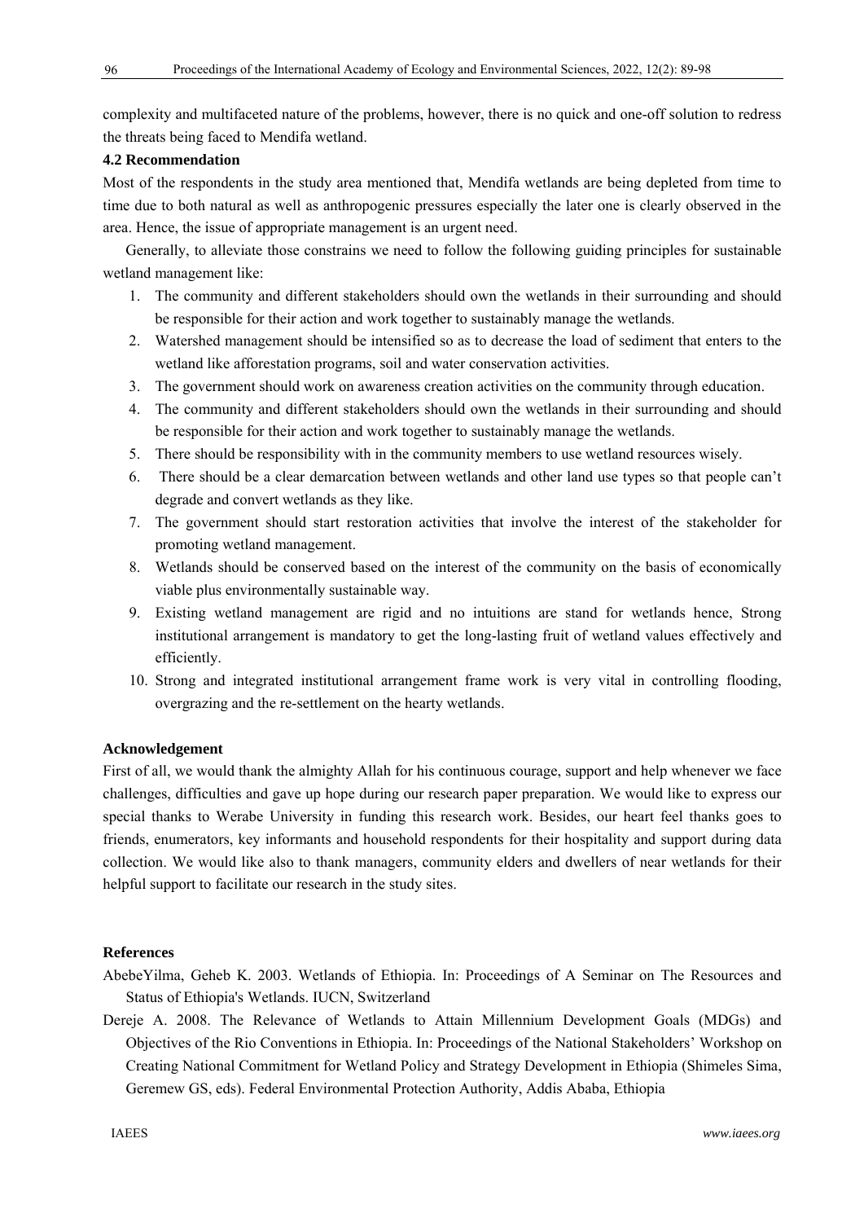complexity and multifaceted nature of the problems, however, there is no quick and one-off solution to redress the threats being faced to Mendifa wetland.

### 4.2 Recommendation

Most of the respondents in the study area mentioned that, Mendifa wetlands are being depleted from time to time due to both natural as well as anthropogenic pressures especially the later one is clearly observed in the area. Hence, the issue of appropriate management is an urgent need.

Generally, to alleviate those constrains we need to follow the following guiding principles for sustainable wetland management like:

1. The community and different stakeholders should own the wetlands in their surrounding and should be responsible for their action and work together to sustainably manage the wetlands.
2. Watershed management should be intensified so as to decrease the load of sediment that enters to the wetland like afforestation programs, soil and water conservation activities.
3. The government should work on awareness creation activities on the community through education.
4. The community and different stakeholders should own the wetlands in their surrounding and should be responsible for their action and work together to sustainably manage the wetlands.
5. There should be responsibility with in the community members to use wetland resources wisely.
6. There should be a clear demarcation between wetlands and other land use types so that people can't degrade and convert wetlands as they like.
7. The government should start restoration activities that involve the interest of the stakeholder for promoting wetland management.
8. Wetlands should be conserved based on the interest of the community on the basis of economically viable plus environmentally sustainable way.
9. Existing wetland management are rigid and no intuitions are stand for wetlands hence, Strong institutional arrangement is mandatory to get the long-lasting fruit of wetland values effectively and efficiently.
10. Strong and integrated institutional arrangement frame work is very vital in controlling flooding, overgrazing and the re-settlement on the hearty wetlands.

### Acknowledgement

First of all, we would thank the almighty Allah for his continuous courage, support and help whenever we face challenges, difficulties and gave up hope during our research paper preparation. We would like to express our special thanks to Werabe University in funding this research work. Besides, our heart feel thanks goes to friends, enumerators, key informants and household respondents for their hospitality and support during data collection. We would like also to thank managers, community elders and dwellers of near wetlands for their helpful support to facilitate our research in the study sites.

### References

AbebeYilma, Geheb K. 2003. Wetlands of Ethiopia. In: Proceedings of A Seminar on The Resources and Status of Ethiopia's Wetlands. IUCN, Switzerland

Dereje A. 2008. The Relevance of Wetlands to Attain Millennium Development Goals (MDGs) and Objectives of the Rio Conventions in Ethiopia. In: Proceedings of the National Stakeholders' Workshop on Creating National Commitment for Wetland Policy and Strategy Development in Ethiopia (Shimeles Sima, Geremew GS, eds). Federal Environmental Protection Authority, Addis Ababa, Ethiopia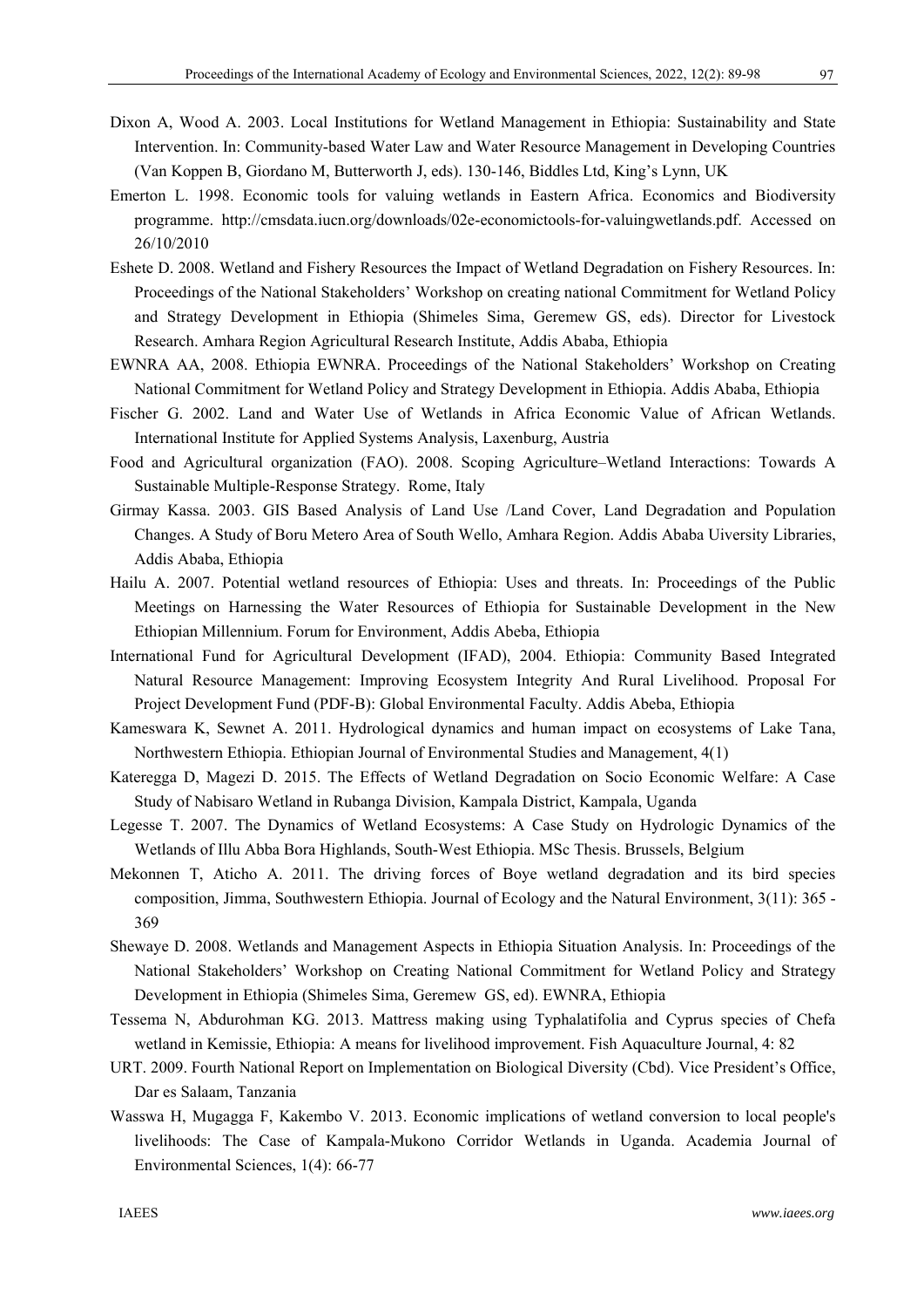Dixon A, Wood A. 2003. Local Institutions for Wetland Management in Ethiopia: Sustainability and State Intervention. In: Community-based Water Law and Water Resource Management in Developing Countries (Van Koppen B, Giordano M, Butterworth J, eds). 130-146, Biddles Ltd, King's Lynn, UK

Emerton L. 1998. Economic tools for valuing wetlands in Eastern Africa. Economics and Biodiversity programme. http://cmsdata.iucn.org/downloads/02e-economictools-for-valuingwetlands.pdf. Accessed on 26/10/2010

Eshete D. 2008. Wetland and Fishery Resources the Impact of Wetland Degradation on Fishery Resources. In: Proceedings of the National Stakeholders' Workshop on creating national Commitment for Wetland Policy and Strategy Development in Ethiopia (Shimeles Sima, Geremew GS, eds). Director for Livestock Research. Amhara Region Agricultural Research Institute, Addis Ababa, Ethiopia

EWNRA AA, 2008. Ethiopia EWNRA. Proceedings of the National Stakeholders' Workshop on Creating National Commitment for Wetland Policy and Strategy Development in Ethiopia. Addis Ababa, Ethiopia

Fischer G. 2002. Land and Water Use of Wetlands in Africa Economic Value of African Wetlands. International Institute for Applied Systems Analysis, Laxenburg, Austria

Food and Agricultural organization (FAO). 2008. Scoping Agriculture–Wetland Interactions: Towards A Sustainable Multiple-Response Strategy. Rome, Italy

Girmay Kassa. 2003. GIS Based Analysis of Land Use /Land Cover, Land Degradation and Population Changes. A Study of Boru Metero Area of South Wello, Amhara Region. Addis Ababa Uiversity Libraries, Addis Ababa, Ethiopia

Hailu A. 2007. Potential wetland resources of Ethiopia: Uses and threats. In: Proceedings of the Public Meetings on Harnessing the Water Resources of Ethiopia for Sustainable Development in the New Ethiopian Millennium. Forum for Environment, Addis Abeba, Ethiopia

International Fund for Agricultural Development (IFAD), 2004. Ethiopia: Community Based Integrated Natural Resource Management: Improving Ecosystem Integrity And Rural Livelihood. Proposal For Project Development Fund (PDF-B): Global Environmental Faculty. Addis Abeba, Ethiopia

Kameswara K, Sewnet A. 2011. Hydrological dynamics and human impact on ecosystems of Lake Tana, Northwestern Ethiopia. Ethiopian Journal of Environmental Studies and Management, 4(1)

Kateregga D, Magezi D. 2015. The Effects of Wetland Degradation on Socio Economic Welfare: A Case Study of Nabisaro Wetland in Rubanga Division, Kampala District, Kampala, Uganda

Legesse T. 2007. The Dynamics of Wetland Ecosystems: A Case Study on Hydrologic Dynamics of the Wetlands of Illu Abba Bora Highlands, South-West Ethiopia. MSc Thesis. Brussels, Belgium

Mekonnen T, Aticho A. 2011. The driving forces of Boye wetland degradation and its bird species composition, Jimma, Southwestern Ethiopia. Journal of Ecology and the Natural Environment, 3(11): 365 - 369

Shewaye D. 2008. Wetlands and Management Aspects in Ethiopia Situation Analysis. In: Proceedings of the National Stakeholders' Workshop on Creating National Commitment for Wetland Policy and Strategy Development in Ethiopia (Shimeles Sima, Geremew GS, ed). EWNRA, Ethiopia

Tessema N, Abdurohman KG. 2013. Mattress making using Typhalatifolia and Cyprus species of Chefa wetland in Kemissie, Ethiopia: A means for livelihood improvement. Fish Aquaculture Journal, 4: 82

URT. 2009. Fourth National Report on Implementation on Biological Diversity (Cbd). Vice President's Office, Dar es Salaam, Tanzania

Wasswa H, Mugagga F, Kakembo V. 2013. Economic implications of wetland conversion to local people's livelihoods: The Case of Kampala-Mukono Corridor Wetlands in Uganda. Academia Journal of Environmental Sciences, 1(4): 66-77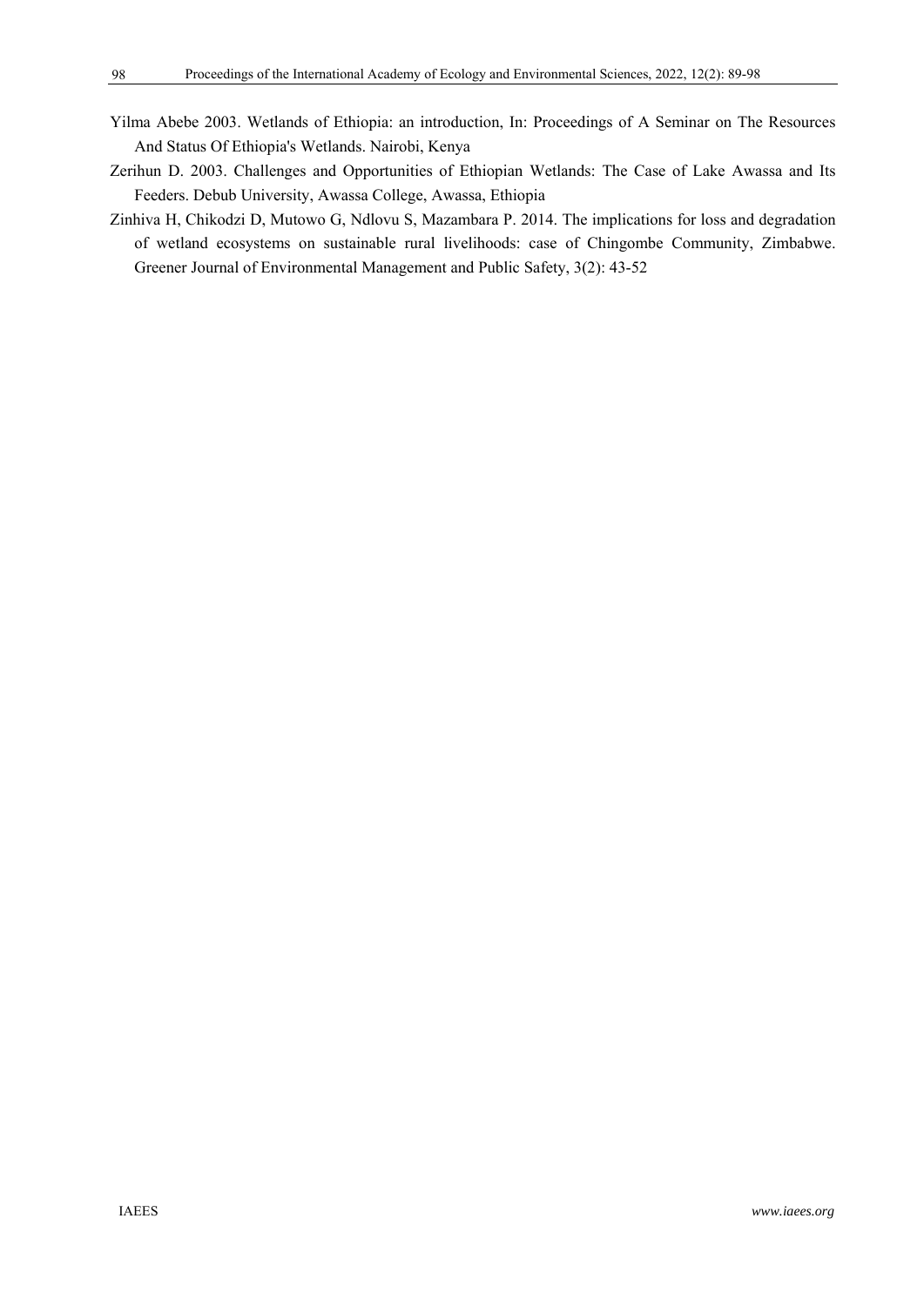Yilma Abebe 2003. Wetlands of Ethiopia: an introduction, In: Proceedings of A Seminar on The Resources And Status Of Ethiopia's Wetlands. Nairobi, Kenya

Zerihun D. 2003. Challenges and Opportunities of Ethiopian Wetlands: The Case of Lake Awassa and Its Feeders. Debub University, Awassa College, Awassa, Ethiopia

Zinhiva H, Chikodzi D, Mutowo G, Ndlovu S, Mazambara P. 2014. The implications for loss and degradation of wetland ecosystems on sustainable rural livelihoods: case of Chingombe Community, Zimbabwe. Greener Journal of Environmental Management and Public Safety, 3(2): 43-52